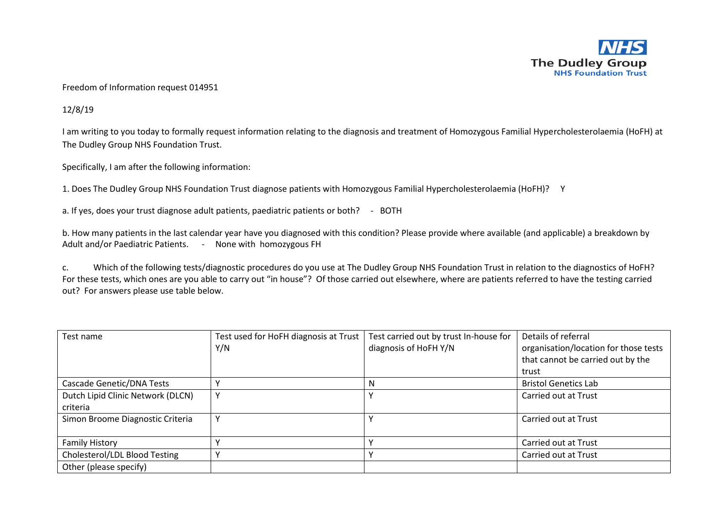Freedom of Information request 014951

12/8/19

I am writing to you today to formally request information relating to the diagnosis and treatment of Homozygous Familial Hypercholesterolaemia (HoFH) at The Dudley Group NHS Foundation Trust.

Specifically, I am after the following information:

1. Does The Dudley Group NHS Foundation Trust diagnose patients with Homozygous Familial Hypercholesterolaemia (HoFH)? Y

a. If yes, does your trust diagnose adult patients, paediatric patients or both? - BOTH

b. How many patients in the last calendar year have you diagnosed with this condition? Please provide where available (and applicable) a breakdown by Adult and/or Paediatric Patients. - None with homozygous FH

c. Which of the following tests/diagnostic procedures do you use at The Dudley Group NHS Foundation Trust in relation to the diagnostics of HoFH? For these tests, which ones are you able to carry out "in house"? Of those carried out elsewhere, where are patients referred to have the testing carried out? For answers please use table below.

| Test name | Test used for HoFH diagnosis at Trust Y/N | Test carried out by trust In-house for diagnosis of HoFH Y/N | Details of referral organisation/location for those tests that cannot be carried out by the trust |
|---|---|---|---|
| Cascade Genetic/DNA Tests | Y | N | Bristol Genetics Lab |
| Dutch Lipid Clinic Network (DLCN) criteria | Y | Y | Carried out at Trust |
| Simon Broome Diagnostic Criteria | Y | Y | Carried out at Trust |
| Family History | Y | Y | Carried out at Trust |
| Cholesterol/LDL Blood Testing | Y | Y | Carried out at Trust |
| Other (please specify) | | | |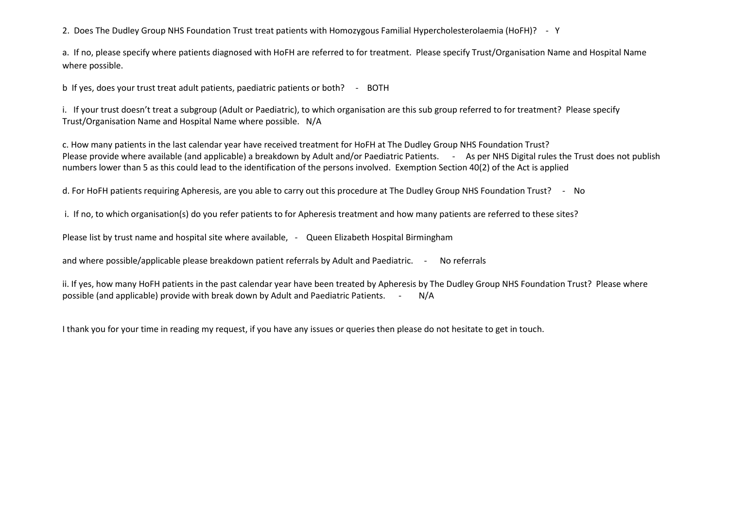2. Does The Dudley Group NHS Foundation Trust treat patients with Homozygous Familial Hypercholesterolaemia (HoFH)? - Y

a. If no, please specify where patients diagnosed with HoFH are referred to for treatment. Please specify Trust/Organisation Name and Hospital Name where possible.

b If yes, does your trust treat adult patients, paediatric patients or both? - BOTH

i. If your trust doesn't treat a subgroup (Adult or Paediatric), to which organisation are this sub group referred to for treatment? Please specify Trust/Organisation Name and Hospital Name where possible. N/A

c. How many patients in the last calendar year have received treatment for HoFH at The Dudley Group NHS Foundation Trust?
Please provide where available (and applicable) a breakdown by Adult and/or Paediatric Patients. - As per NHS Digital rules the Trust does not publish numbers lower than 5 as this could lead to the identification of the persons involved. Exemption Section 40(2) of the Act is applied

d. For HoFH patients requiring Apheresis, are you able to carry out this procedure at The Dudley Group NHS Foundation Trust? - No

i. If no, to which organisation(s) do you refer patients to for Apheresis treatment and how many patients are referred to these sites?

Please list by trust name and hospital site where available, - Queen Elizabeth Hospital Birmingham

and where possible/applicable please breakdown patient referrals by Adult and Paediatric. - No referrals

ii. If yes, how many HoFH patients in the past calendar year have been treated by Apheresis by The Dudley Group NHS Foundation Trust? Please where possible (and applicable) provide with break down by Adult and Paediatric Patients. - N/A

I thank you for your time in reading my request, if you have any issues or queries then please do not hesitate to get in touch.